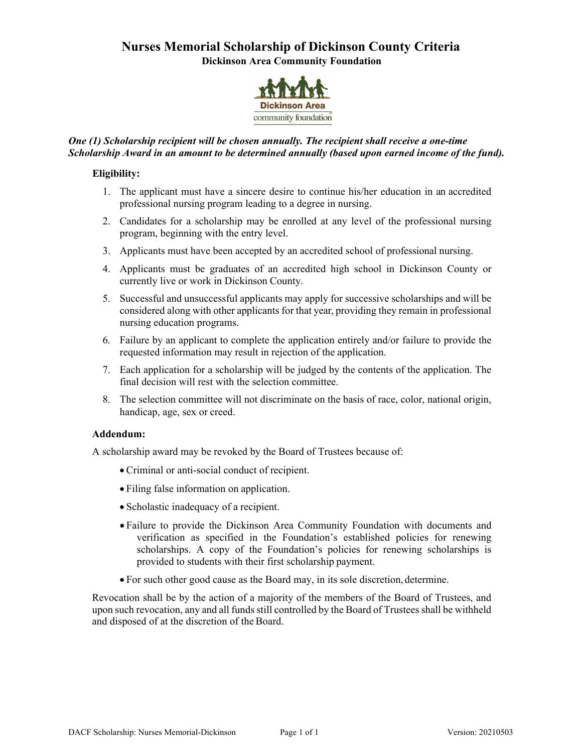# Nurses Memorial Scholarship of Dickinson County Criteria

**Dickinson Area Community Foundation**

***One (1) Scholarship recipient will be chosen annually. The recipient shall receive a one-time Scholarship Award in an amount to be determined annually (based upon earned income of the fund).***

**Eligibility:**

1. The applicant must have a sincere desire to continue his/her education in an accredited professional nursing program leading to a degree in nursing.
2. Candidates for a scholarship may be enrolled at any level of the professional nursing program, beginning with the entry level.
3. Applicants must have been accepted by an accredited school of professional nursing.
4. Applicants must be graduates of an accredited high school in Dickinson County or currently live or work in Dickinson County.
5. Successful and unsuccessful applicants may apply for successive scholarships and will be considered along with other applicants for that year, providing they remain in professional nursing education programs.
6. Failure by an applicant to complete the application entirely and/or failure to provide the requested information may result in rejection of the application.
7. Each application for a scholarship will be judged by the contents of the application. The final decision will rest with the selection committee.
8. The selection committee will not discriminate on the basis of race, color, national origin, handicap, age, sex or creed.

**Addendum:**

A scholarship award may be revoked by the Board of Trustees because of:

- Criminal or anti-social conduct of recipient.
- Filing false information on application.
- Scholastic inadequacy of a recipient.
- Failure to provide the Dickinson Area Community Foundation with documents and verification as specified in the Foundation's established policies for renewing scholarships. A copy of the Foundation's policies for renewing scholarships is provided to students with their first scholarship payment.
- For such other good cause as the Board may, in its sole discretion, determine.

Revocation shall be by the action of a majority of the members of the Board of Trustees, and upon such revocation, any and all funds still controlled by the Board of Trustees shall be withheld and disposed of at the discretion of the Board.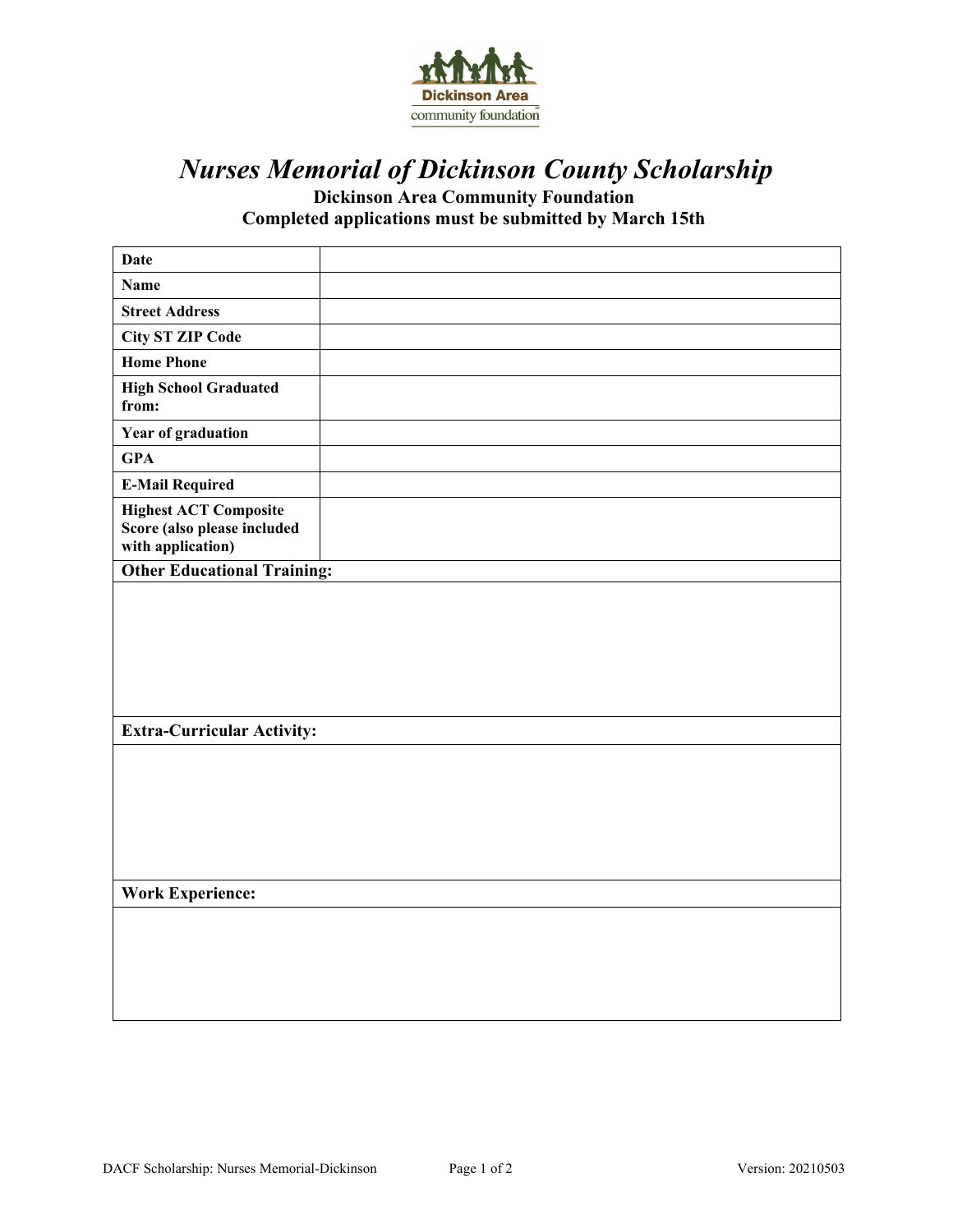# *Nurses Memorial of Dickinson County Scholarship*

**Dickinson Area Community Foundation**

**Completed applications must be submitted by March 15th**

| | |
|---|---|
| **Date** | |
| **Name** | |
| **Street Address** | |
| **City ST ZIP Code** | |
| **Home Phone** | |
| **High School Graduated from:** | |
| **Year of graduation** | |
| **GPA** | |
| **E-Mail Required** | |
| **Highest ACT Composite Score (also please included with application)** | |

| **Other Educational Training:** |
|---|
| |

| **Extra-Curricular Activity:** |
|---|
| |

| **Work Experience:** |
|---|
| |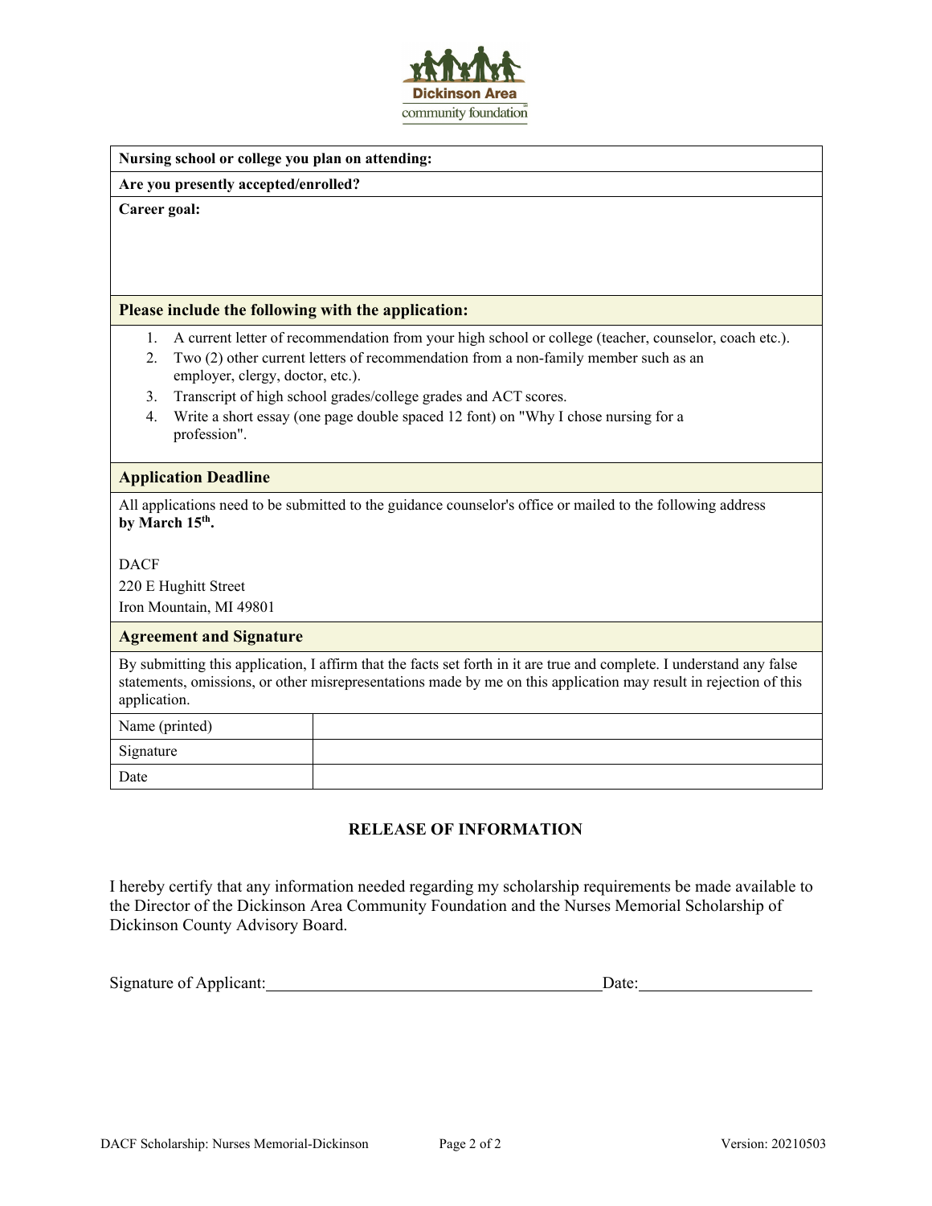Dickinson Area community foundation

**Nursing school or college you plan on attending:**

**Are you presently accepted/enrolled?**

**Career goal:**

## Please include the following with the application:

1. A current letter of recommendation from your high school or college (teacher, counselor, coach etc.).
2. Two (2) other current letters of recommendation from a non-family member such as an employer, clergy, doctor, etc.).
3. Transcript of high school grades/college grades and ACT scores.
4. Write a short essay (one page double spaced 12 font) on "Why I chose nursing for a profession".

## Application Deadline

All applications need to be submitted to the guidance counselor's office or mailed to the following address **by March 15th.**

DACF
220 E Hughitt Street
Iron Mountain, MI 49801

## Agreement and Signature

By submitting this application, I affirm that the facts set forth in it are true and complete. I understand any false statements, omissions, or other misrepresentations made by me on this application may result in rejection of this application.

| | |
|---|---|
| Name (printed) | |
| Signature | |
| Date | |

## RELEASE OF INFORMATION

I hereby certify that any information needed regarding my scholarship requirements be made available to the Director of the Dickinson Area Community Foundation and the Nurses Memorial Scholarship of Dickinson County Advisory Board.

Signature of Applicant:\_\_\_\_\_\_\_\_\_\_\_\_\_\_\_\_\_\_\_\_\_\_\_\_\_\_\_\_\_\_\_\_\_\_\_\_Date:\_\_\_\_\_\_\_\_\_\_\_\_\_\_\_\_\_\_\_\_